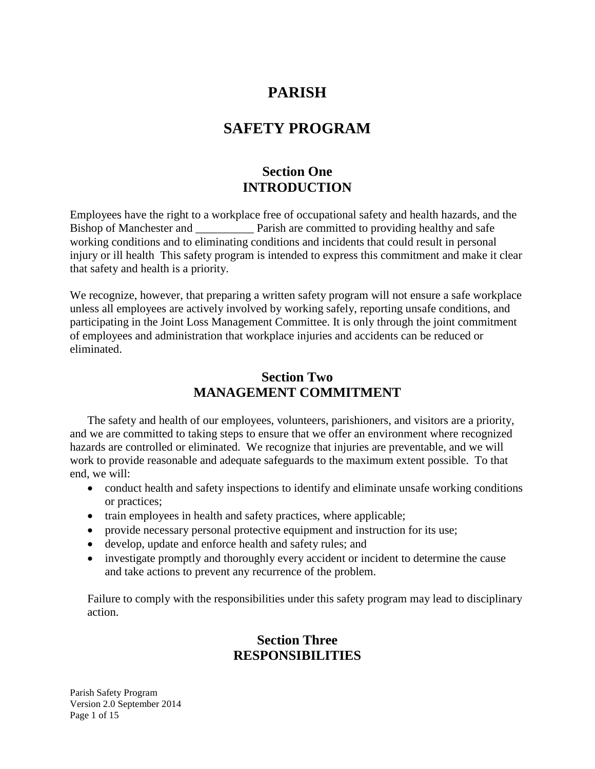# PARISH

# SAFETY PROGRAM

## Section One
## INTRODUCTION

Employees have the right to a workplace free of occupational safety and health hazards, and the Bishop of Manchester and __________ Parish are committed to providing healthy and safe working conditions and to eliminating conditions and incidents that could result in personal injury or ill health This safety program is intended to express this commitment and make it clear that safety and health is a priority.

We recognize, however, that preparing a written safety program will not ensure a safe workplace unless all employees are actively involved by working safely, reporting unsafe conditions, and participating in the Joint Loss Management Committee. It is only through the joint commitment of employees and administration that workplace injuries and accidents can be reduced or eliminated.

## Section Two
## MANAGEMENT COMMITMENT

The safety and health of our employees, volunteers, parishioners, and visitors are a priority, and we are committed to taking steps to ensure that we offer an environment where recognized hazards are controlled or eliminated. We recognize that injuries are preventable, and we will work to provide reasonable and adequate safeguards to the maximum extent possible. To that end, we will:

- conduct health and safety inspections to identify and eliminate unsafe working conditions or practices;
- train employees in health and safety practices, where applicable;
- provide necessary personal protective equipment and instruction for its use;
- develop, update and enforce health and safety rules; and
- investigate promptly and thoroughly every accident or incident to determine the cause and take actions to prevent any recurrence of the problem.

Failure to comply with the responsibilities under this safety program may lead to disciplinary action.

## Section Three
## RESPONSIBILITIES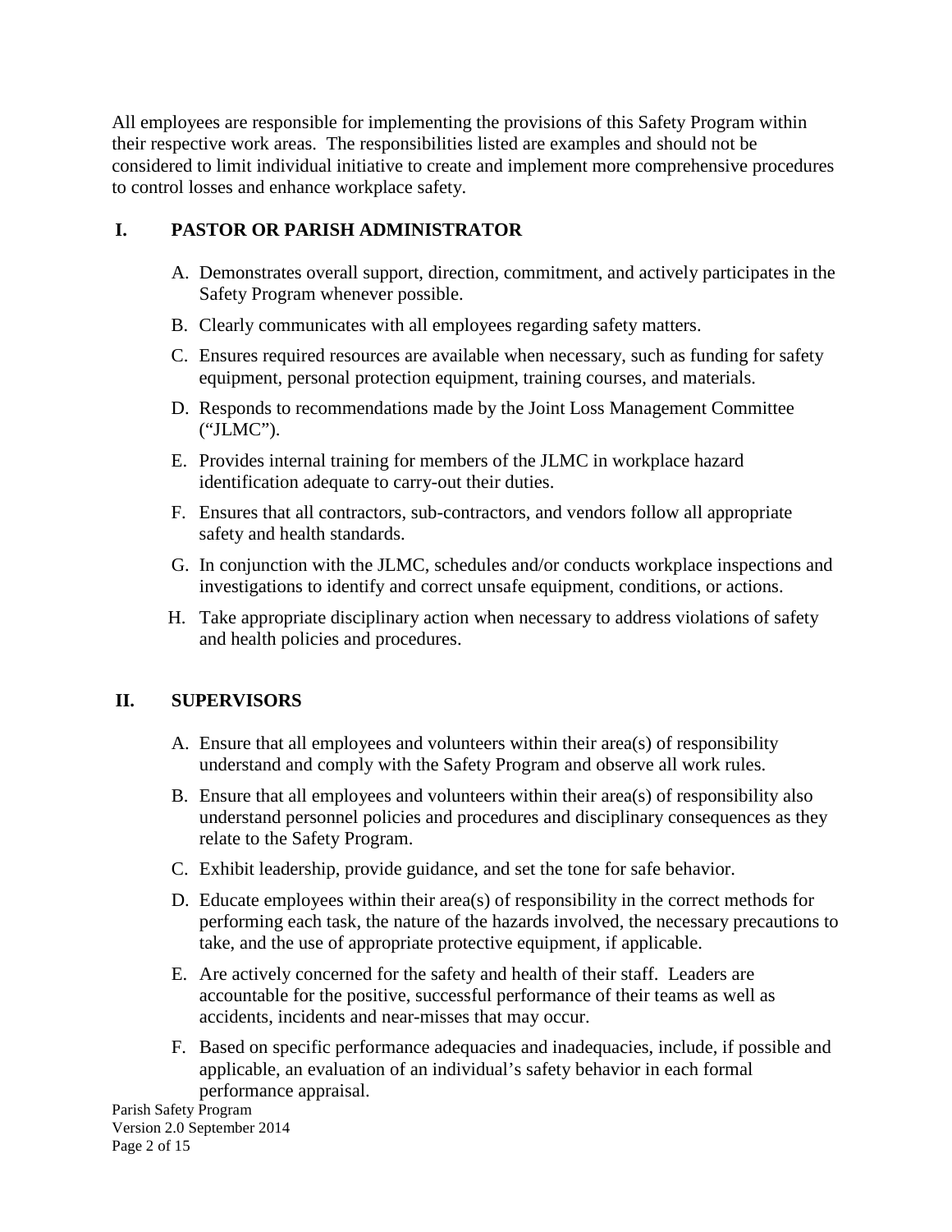All employees are responsible for implementing the provisions of this Safety Program within their respective work areas. The responsibilities listed are examples and should not be considered to limit individual initiative to create and implement more comprehensive procedures to control losses and enhance workplace safety.

## I. PASTOR OR PARISH ADMINISTRATOR

A. Demonstrates overall support, direction, commitment, and actively participates in the Safety Program whenever possible.

B. Clearly communicates with all employees regarding safety matters.

C. Ensures required resources are available when necessary, such as funding for safety equipment, personal protection equipment, training courses, and materials.

D. Responds to recommendations made by the Joint Loss Management Committee ("JLMC").

E. Provides internal training for members of the JLMC in workplace hazard identification adequate to carry-out their duties.

F. Ensures that all contractors, sub-contractors, and vendors follow all appropriate safety and health standards.

G. In conjunction with the JLMC, schedules and/or conducts workplace inspections and investigations to identify and correct unsafe equipment, conditions, or actions.

H. Take appropriate disciplinary action when necessary to address violations of safety and health policies and procedures.

## II. SUPERVISORS

A. Ensure that all employees and volunteers within their area(s) of responsibility understand and comply with the Safety Program and observe all work rules.

B. Ensure that all employees and volunteers within their area(s) of responsibility also understand personnel policies and procedures and disciplinary consequences as they relate to the Safety Program.

C. Exhibit leadership, provide guidance, and set the tone for safe behavior.

D. Educate employees within their area(s) of responsibility in the correct methods for performing each task, the nature of the hazards involved, the necessary precautions to take, and the use of appropriate protective equipment, if applicable.

E. Are actively concerned for the safety and health of their staff. Leaders are accountable for the positive, successful performance of their teams as well as accidents, incidents and near-misses that may occur.

F. Based on specific performance adequacies and inadequacies, include, if possible and applicable, an evaluation of an individual's safety behavior in each formal performance appraisal.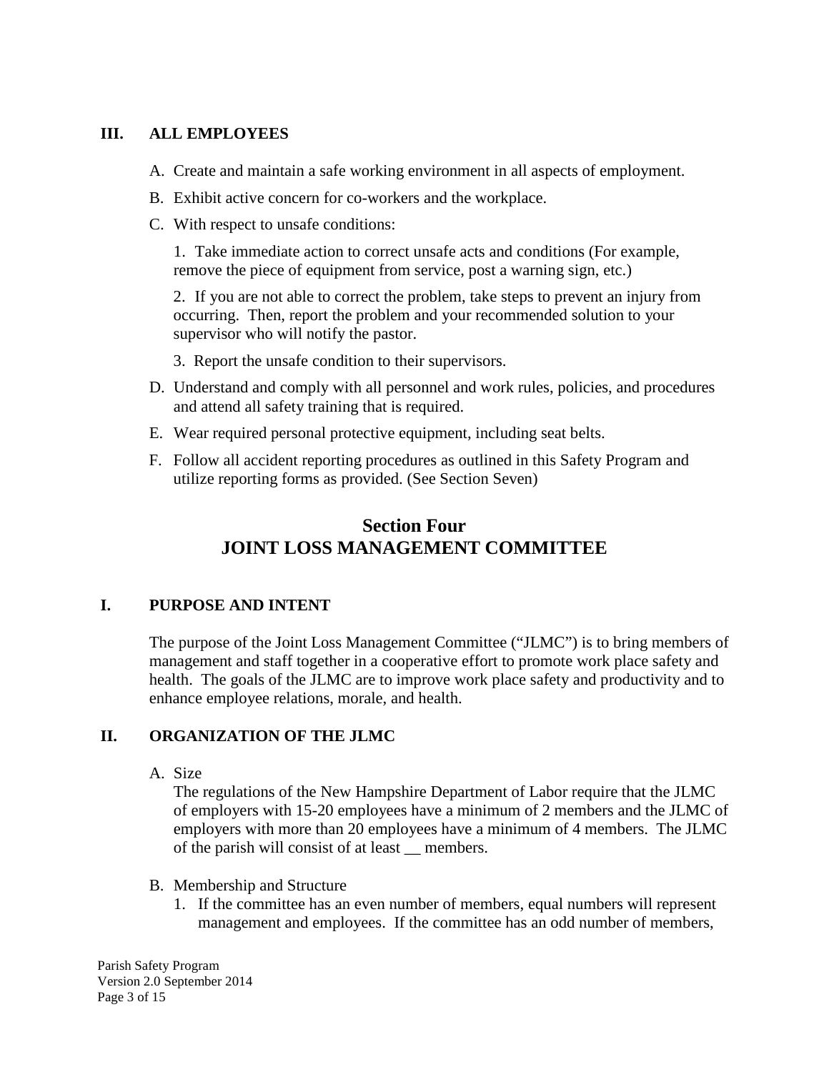## III. ALL EMPLOYEES

A. Create and maintain a safe working environment in all aspects of employment.

B. Exhibit active concern for co-workers and the workplace.

C. With respect to unsafe conditions:

1. Take immediate action to correct unsafe acts and conditions (For example, remove the piece of equipment from service, post a warning sign, etc.)

2. If you are not able to correct the problem, take steps to prevent an injury from occurring. Then, report the problem and your recommended solution to your supervisor who will notify the pastor.

3. Report the unsafe condition to their supervisors.

D. Understand and comply with all personnel and work rules, policies, and procedures and attend all safety training that is required.

E. Wear required personal protective equipment, including seat belts.

F. Follow all accident reporting procedures as outlined in this Safety Program and utilize reporting forms as provided. (See Section Seven)

# Section Four
# JOINT LOSS MANAGEMENT COMMITTEE

## I. PURPOSE AND INTENT

The purpose of the Joint Loss Management Committee ("JLMC") is to bring members of management and staff together in a cooperative effort to promote work place safety and health. The goals of the JLMC are to improve work place safety and productivity and to enhance employee relations, morale, and health.

## II. ORGANIZATION OF THE JLMC

A. Size

The regulations of the New Hampshire Department of Labor require that the JLMC of employers with 15-20 employees have a minimum of 2 members and the JLMC of employers with more than 20 employees have a minimum of 4 members. The JLMC of the parish will consist of at least __ members.

B. Membership and Structure

1. If the committee has an even number of members, equal numbers will represent management and employees. If the committee has an odd number of members,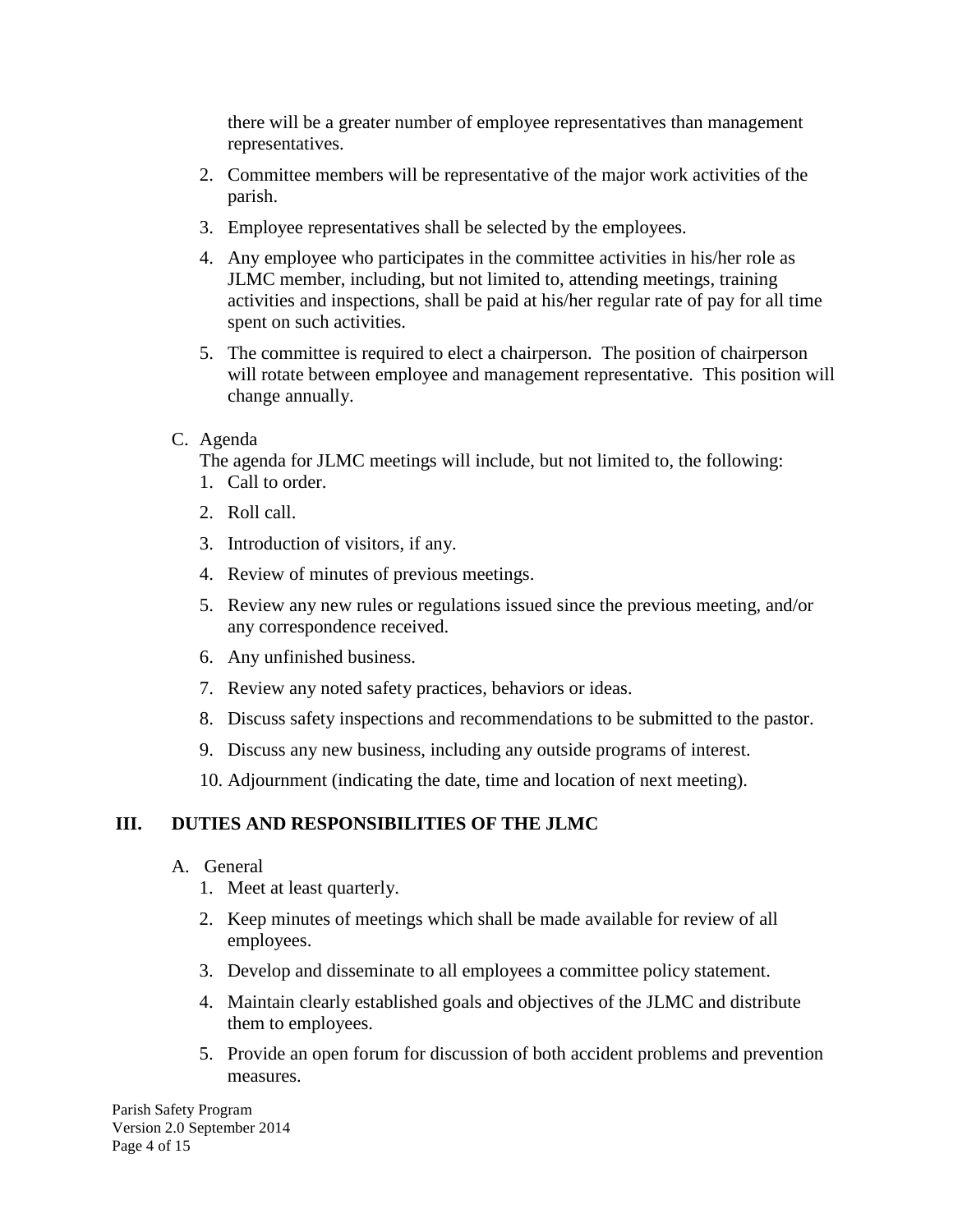there will be a greater number of employee representatives than management representatives.

2. Committee members will be representative of the major work activities of the parish.
3. Employee representatives shall be selected by the employees.
4. Any employee who participates in the committee activities in his/her role as JLMC member, including, but not limited to, attending meetings, training activities and inspections, shall be paid at his/her regular rate of pay for all time spent on such activities.
5. The committee is required to elect a chairperson. The position of chairperson will rotate between employee and management representative. This position will change annually.

C. Agenda

The agenda for JLMC meetings will include, but not limited to, the following:

1. Call to order.
2. Roll call.
3. Introduction of visitors, if any.
4. Review of minutes of previous meetings.
5. Review any new rules or regulations issued since the previous meeting, and/or any correspondence received.
6. Any unfinished business.
7. Review any noted safety practices, behaviors or ideas.
8. Discuss safety inspections and recommendations to be submitted to the pastor.
9. Discuss any new business, including any outside programs of interest.
10. Adjournment (indicating the date, time and location of next meeting).

## III. DUTIES AND RESPONSIBILITIES OF THE JLMC

A. General

1. Meet at least quarterly.
2. Keep minutes of meetings which shall be made available for review of all employees.
3. Develop and disseminate to all employees a committee policy statement.
4. Maintain clearly established goals and objectives of the JLMC and distribute them to employees.
5. Provide an open forum for discussion of both accident problems and prevention measures.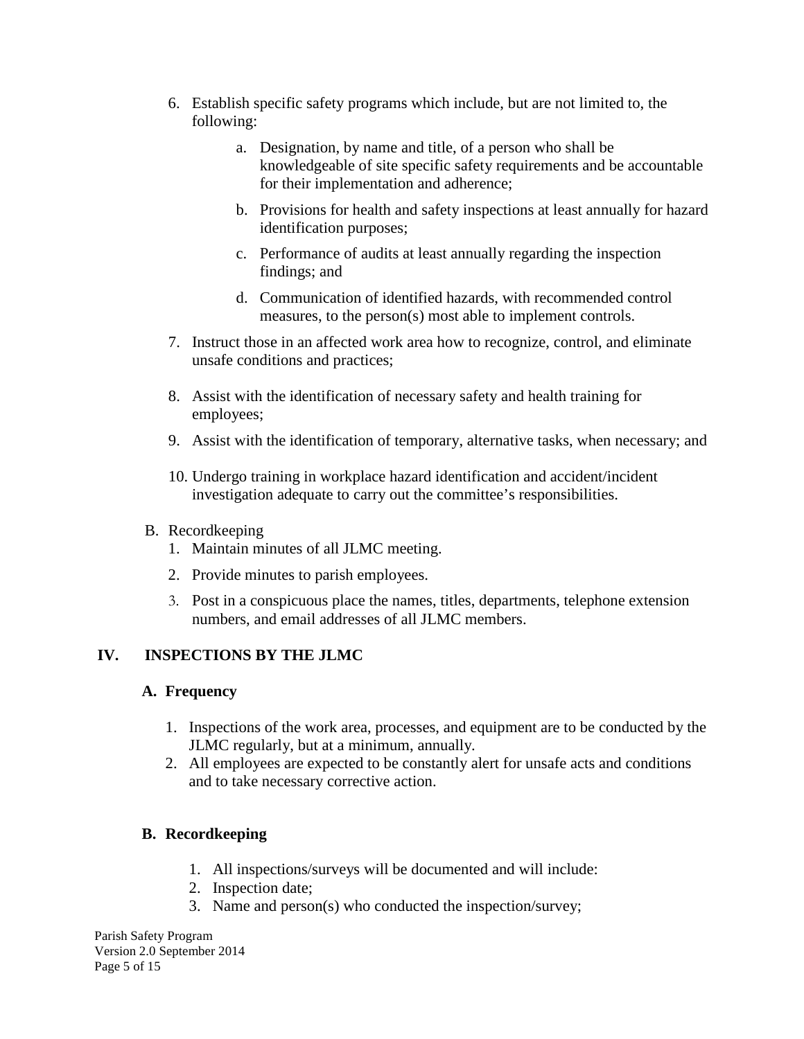6. Establish specific safety programs which include, but are not limited to, the following:

    a. Designation, by name and title, of a person who shall be knowledgeable of site specific safety requirements and be accountable for their implementation and adherence;

    b. Provisions for health and safety inspections at least annually for hazard identification purposes;

    c. Performance of audits at least annually regarding the inspection findings; and

    d. Communication of identified hazards, with recommended control measures, to the person(s) most able to implement controls.

7. Instruct those in an affected work area how to recognize, control, and eliminate unsafe conditions and practices;

8. Assist with the identification of necessary safety and health training for employees;

9. Assist with the identification of temporary, alternative tasks, when necessary; and

10. Undergo training in workplace hazard identification and accident/incident investigation adequate to carry out the committee's responsibilities.

B. Recordkeeping

1. Maintain minutes of all JLMC meeting.
2. Provide minutes to parish employees.
3. Post in a conspicuous place the names, titles, departments, telephone extension numbers, and email addresses of all JLMC members.

## IV. INSPECTIONS BY THE JLMC

### A. Frequency

1. Inspections of the work area, processes, and equipment are to be conducted by the JLMC regularly, but at a minimum, annually.
2. All employees are expected to be constantly alert for unsafe acts and conditions and to take necessary corrective action.

### B. Recordkeeping

1. All inspections/surveys will be documented and will include:
2. Inspection date;
3. Name and person(s) who conducted the inspection/survey;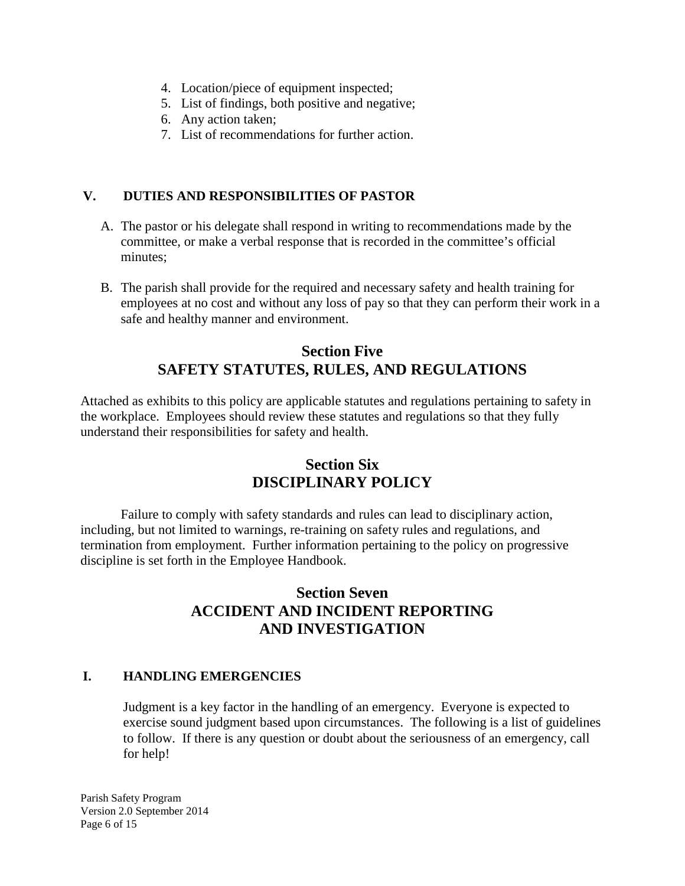4. Location/piece of equipment inspected;
5. List of findings, both positive and negative;
6. Any action taken;
7. List of recommendations for further action.

### V. DUTIES AND RESPONSIBILITIES OF PASTOR

A. The pastor or his delegate shall respond in writing to recommendations made by the committee, or make a verbal response that is recorded in the committee's official minutes;

B. The parish shall provide for the required and necessary safety and health training for employees at no cost and without any loss of pay so that they can perform their work in a safe and healthy manner and environment.

## Section Five
## SAFETY STATUTES, RULES, AND REGULATIONS

Attached as exhibits to this policy are applicable statutes and regulations pertaining to safety in the workplace. Employees should review these statutes and regulations so that they fully understand their responsibilities for safety and health.

## Section Six
## DISCIPLINARY POLICY

Failure to comply with safety standards and rules can lead to disciplinary action, including, but not limited to warnings, re-training on safety rules and regulations, and termination from employment. Further information pertaining to the policy on progressive discipline is set forth in the Employee Handbook.

## Section Seven
## ACCIDENT AND INCIDENT REPORTING AND INVESTIGATION

### I. HANDLING EMERGENCIES

Judgment is a key factor in the handling of an emergency. Everyone is expected to exercise sound judgment based upon circumstances. The following is a list of guidelines to follow. If there is any question or doubt about the seriousness of an emergency, call for help!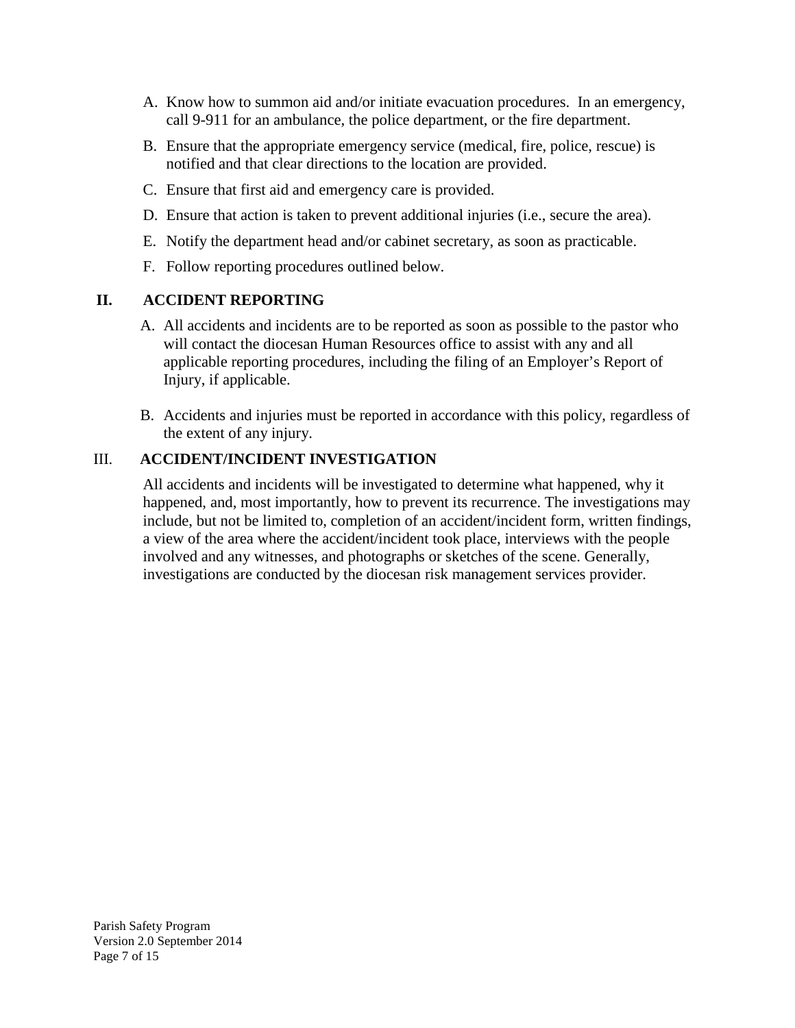A. Know how to summon aid and/or initiate evacuation procedures. In an emergency, call 9-911 for an ambulance, the police department, or the fire department.

B. Ensure that the appropriate emergency service (medical, fire, police, rescue) is notified and that clear directions to the location are provided.

C. Ensure that first aid and emergency care is provided.

D. Ensure that action is taken to prevent additional injuries (i.e., secure the area).

E. Notify the department head and/or cabinet secretary, as soon as practicable.

F. Follow reporting procedures outlined below.

## II. ACCIDENT REPORTING

A. All accidents and incidents are to be reported as soon as possible to the pastor who will contact the diocesan Human Resources office to assist with any and all applicable reporting procedures, including the filing of an Employer's Report of Injury, if applicable.

B. Accidents and injuries must be reported in accordance with this policy, regardless of the extent of any injury.

## III. ACCIDENT/INCIDENT INVESTIGATION

All accidents and incidents will be investigated to determine what happened, why it happened, and, most importantly, how to prevent its recurrence. The investigations may include, but not be limited to, completion of an accident/incident form, written findings, a view of the area where the accident/incident took place, interviews with the people involved and any witnesses, and photographs or sketches of the scene. Generally, investigations are conducted by the diocesan risk management services provider.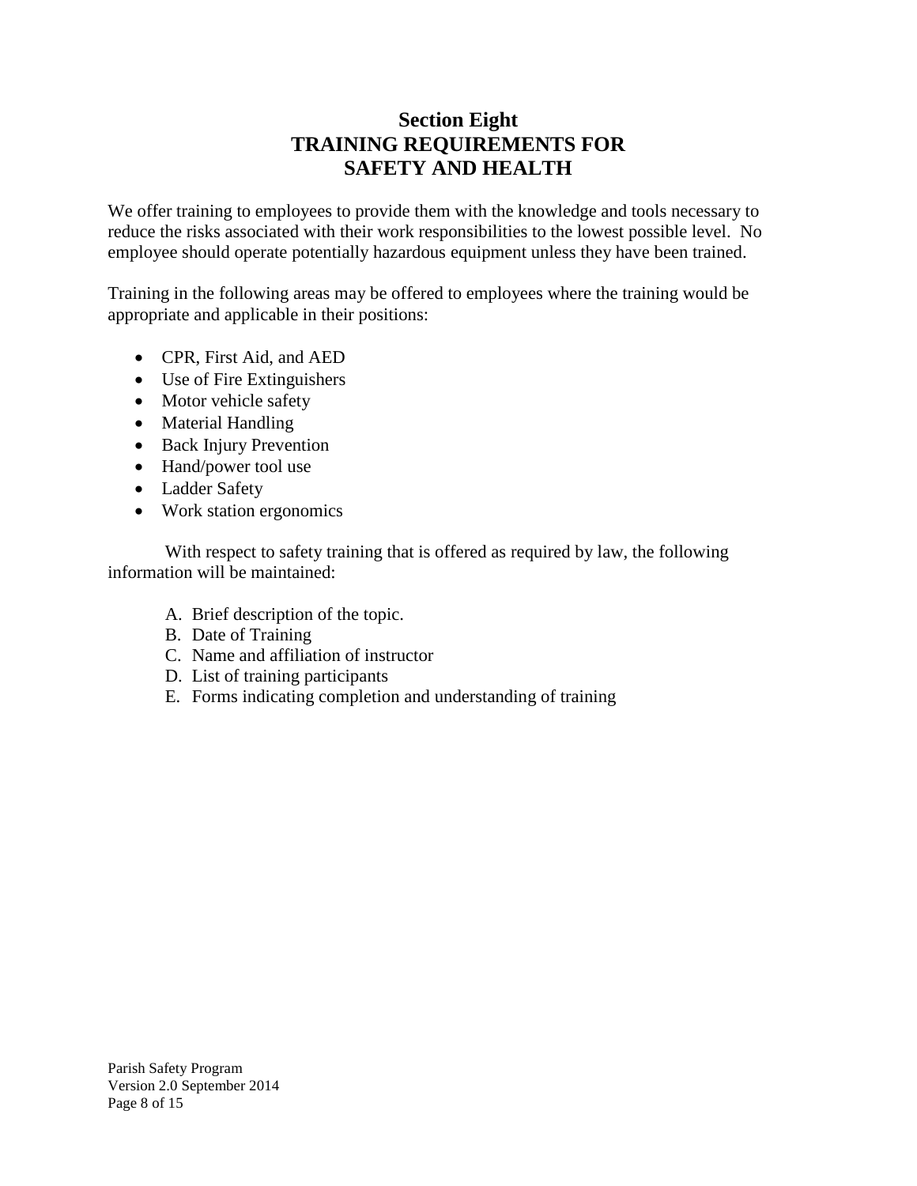# Section Eight
# TRAINING REQUIREMENTS FOR SAFETY AND HEALTH

We offer training to employees to provide them with the knowledge and tools necessary to reduce the risks associated with their work responsibilities to the lowest possible level. No employee should operate potentially hazardous equipment unless they have been trained.

Training in the following areas may be offered to employees where the training would be appropriate and applicable in their positions:

- CPR, First Aid, and AED
- Use of Fire Extinguishers
- Motor vehicle safety
- Material Handling
- Back Injury Prevention
- Hand/power tool use
- Ladder Safety
- Work station ergonomics

With respect to safety training that is offered as required by law, the following information will be maintained:

A. Brief description of the topic.
B. Date of Training
C. Name and affiliation of instructor
D. List of training participants
E. Forms indicating completion and understanding of training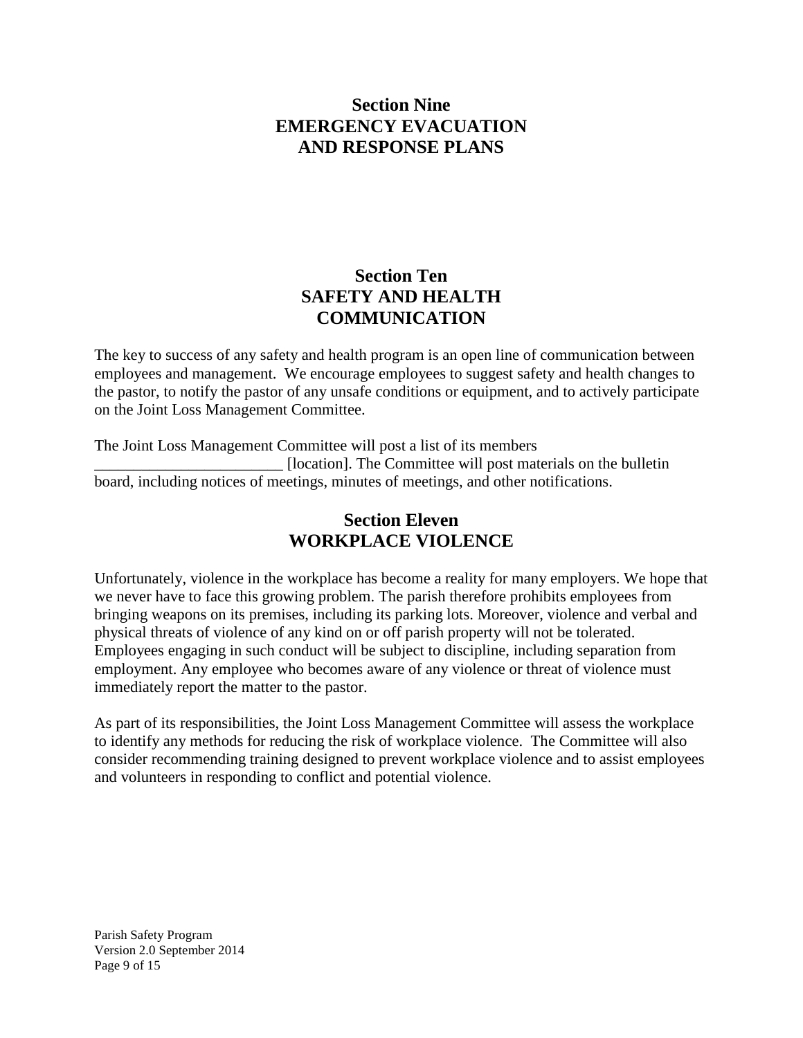## Section Nine
## EMERGENCY EVACUATION AND RESPONSE PLANS

## Section Ten
## SAFETY AND HEALTH COMMUNICATION

The key to success of any safety and health program is an open line of communication between employees and management. We encourage employees to suggest safety and health changes to the pastor, to notify the pastor of any unsafe conditions or equipment, and to actively participate on the Joint Loss Management Committee.

The Joint Loss Management Committee will post a list of its members ________________________ [location]. The Committee will post materials on the bulletin board, including notices of meetings, minutes of meetings, and other notifications.

## Section Eleven
## WORKPLACE VIOLENCE

Unfortunately, violence in the workplace has become a reality for many employers. We hope that we never have to face this growing problem. The parish therefore prohibits employees from bringing weapons on its premises, including its parking lots. Moreover, violence and verbal and physical threats of violence of any kind on or off parish property will not be tolerated. Employees engaging in such conduct will be subject to discipline, including separation from employment. Any employee who becomes aware of any violence or threat of violence must immediately report the matter to the pastor.

As part of its responsibilities, the Joint Loss Management Committee will assess the workplace to identify any methods for reducing the risk of workplace violence. The Committee will also consider recommending training designed to prevent workplace violence and to assist employees and volunteers in responding to conflict and potential violence.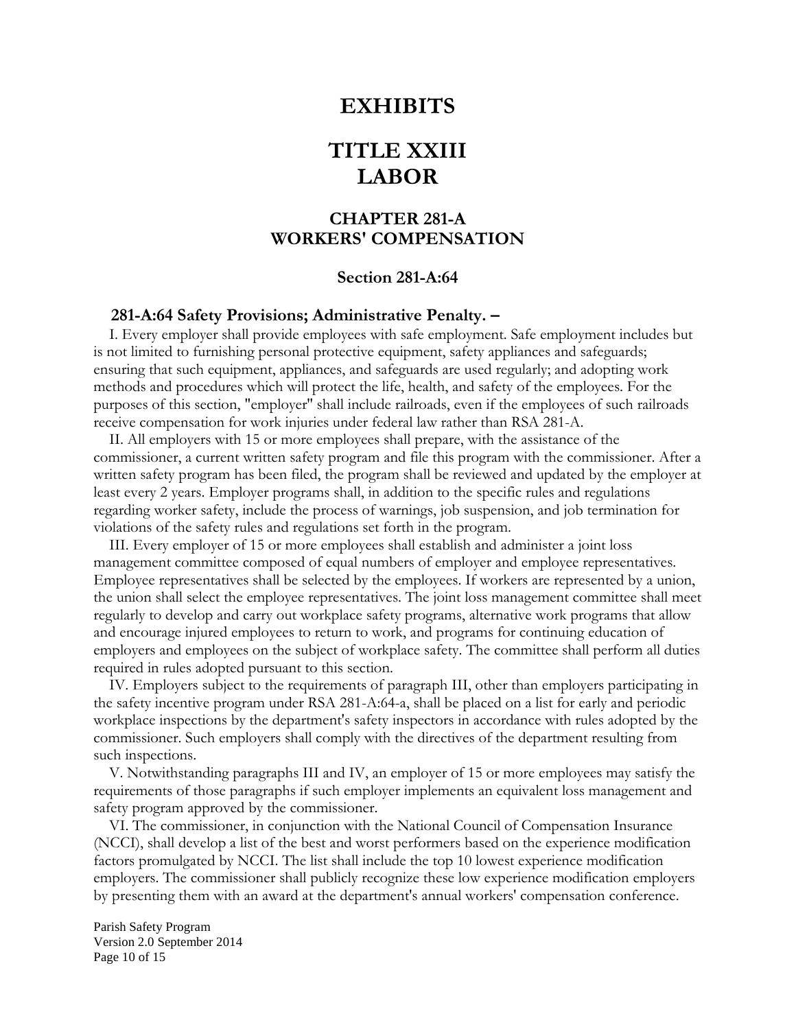# EXHIBITS

# TITLE XXIII
# LABOR

## CHAPTER 281-A
## WORKERS' COMPENSATION

### Section 281-A:64

**281-A:64 Safety Provisions; Administrative Penalty. –**

I. Every employer shall provide employees with safe employment. Safe employment includes but is not limited to furnishing personal protective equipment, safety appliances and safeguards; ensuring that such equipment, appliances, and safeguards are used regularly; and adopting work methods and procedures which will protect the life, health, and safety of the employees. For the purposes of this section, "employer" shall include railroads, even if the employees of such railroads receive compensation for work injuries under federal law rather than RSA 281-A.

II. All employers with 15 or more employees shall prepare, with the assistance of the commissioner, a current written safety program and file this program with the commissioner. After a written safety program has been filed, the program shall be reviewed and updated by the employer at least every 2 years. Employer programs shall, in addition to the specific rules and regulations regarding worker safety, include the process of warnings, job suspension, and job termination for violations of the safety rules and regulations set forth in the program.

III. Every employer of 15 or more employees shall establish and administer a joint loss management committee composed of equal numbers of employer and employee representatives. Employee representatives shall be selected by the employees. If workers are represented by a union, the union shall select the employee representatives. The joint loss management committee shall meet regularly to develop and carry out workplace safety programs, alternative work programs that allow and encourage injured employees to return to work, and programs for continuing education of employers and employees on the subject of workplace safety. The committee shall perform all duties required in rules adopted pursuant to this section.

IV. Employers subject to the requirements of paragraph III, other than employers participating in the safety incentive program under RSA 281-A:64-a, shall be placed on a list for early and periodic workplace inspections by the department's safety inspectors in accordance with rules adopted by the commissioner. Such employers shall comply with the directives of the department resulting from such inspections.

V. Notwithstanding paragraphs III and IV, an employer of 15 or more employees may satisfy the requirements of those paragraphs if such employer implements an equivalent loss management and safety program approved by the commissioner.

VI. The commissioner, in conjunction with the National Council of Compensation Insurance (NCCI), shall develop a list of the best and worst performers based on the experience modification factors promulgated by NCCI. The list shall include the top 10 lowest experience modification employers. The commissioner shall publicly recognize these low experience modification employers by presenting them with an award at the department's annual workers' compensation conference.

Parish Safety Program
Version 2.0 September 2014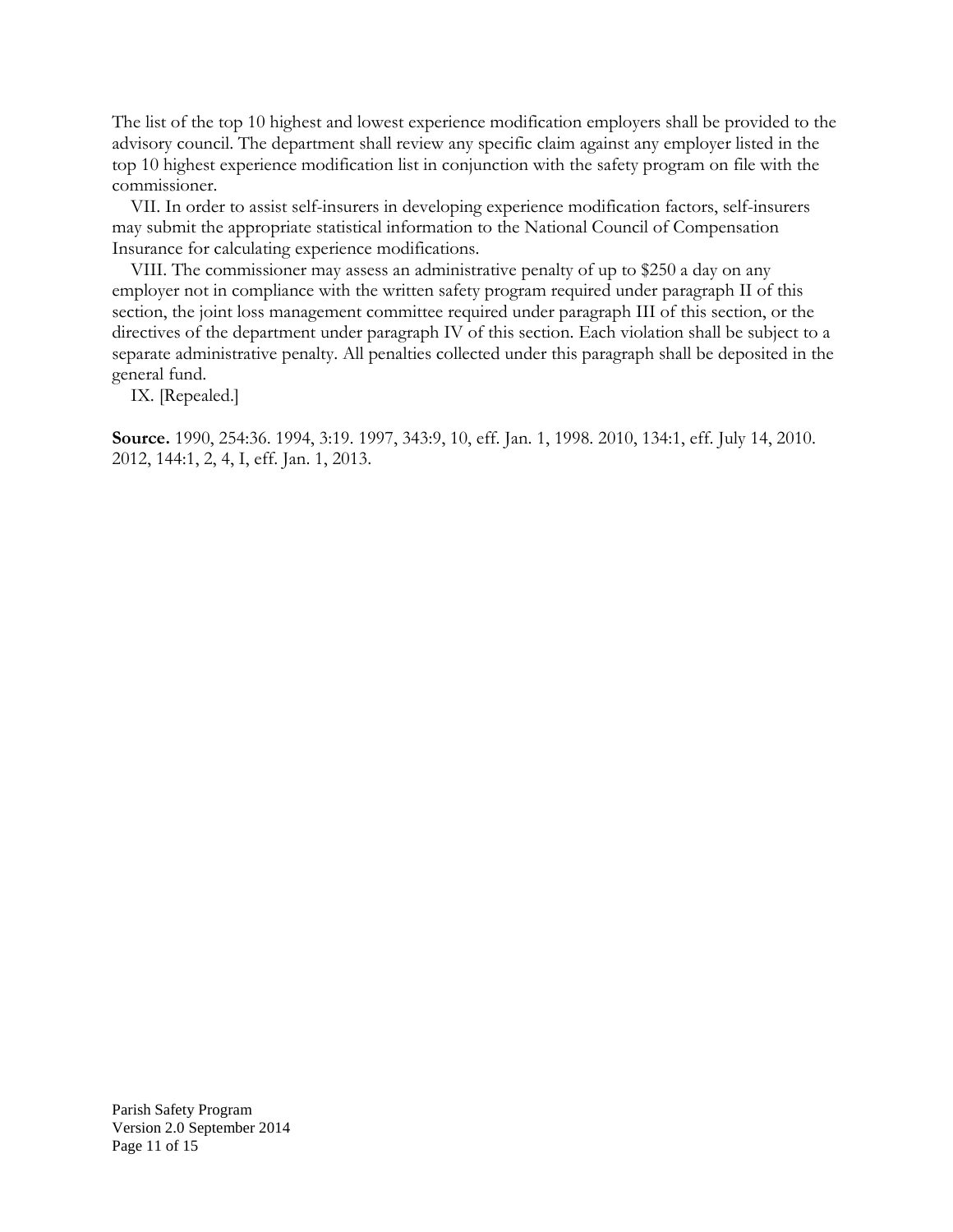The list of the top 10 highest and lowest experience modification employers shall be provided to the advisory council. The department shall review any specific claim against any employer listed in the top 10 highest experience modification list in conjunction with the safety program on file with the commissioner.

VII. In order to assist self-insurers in developing experience modification factors, self-insurers may submit the appropriate statistical information to the National Council of Compensation Insurance for calculating experience modifications.

VIII. The commissioner may assess an administrative penalty of up to $250 a day on any employer not in compliance with the written safety program required under paragraph II of this section, the joint loss management committee required under paragraph III of this section, or the directives of the department under paragraph IV of this section. Each violation shall be subject to a separate administrative penalty. All penalties collected under this paragraph shall be deposited in the general fund.

IX. [Repealed.]

**Source.** 1990, 254:36. 1994, 3:19. 1997, 343:9, 10, eff. Jan. 1, 1998. 2010, 134:1, eff. July 14, 2010. 2012, 144:1, 2, 4, I, eff. Jan. 1, 2013.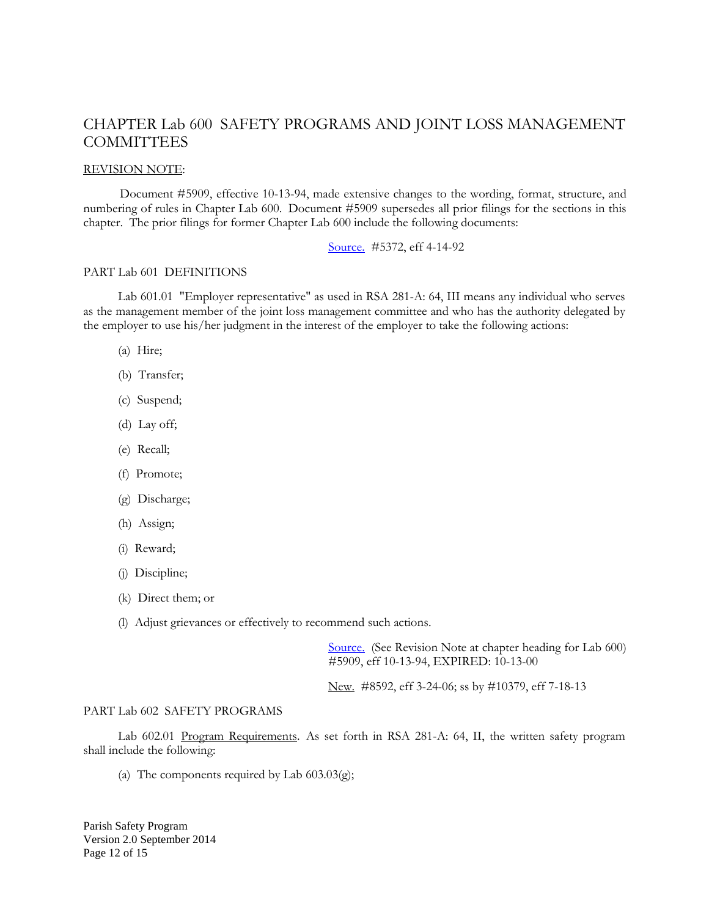# CHAPTER Lab 600 SAFETY PROGRAMS AND JOINT LOSS MANAGEMENT COMMITTEES

<u>REVISION NOTE</u>:

Document #5909, effective 10-13-94, made extensive changes to the wording, format, structure, and numbering of rules in Chapter Lab 600. Document #5909 supersedes all prior filings for the sections in this chapter. The prior filings for former Chapter Lab 600 include the following documents:

Source. #5372, eff 4-14-92

## PART Lab 601 DEFINITIONS

Lab 601.01 "Employer representative" as used in RSA 281-A: 64, III means any individual who serves as the management member of the joint loss management committee and who has the authority delegated by the employer to use his/her judgment in the interest of the employer to take the following actions:

(a) Hire;

(b) Transfer;

(c) Suspend;

(d) Lay off;

(e) Recall;

(f) Promote;

(g) Discharge;

(h) Assign;

(i) Reward;

(j) Discipline;

(k) Direct them; or

(l) Adjust grievances or effectively to recommend such actions.

Source. (See Revision Note at chapter heading for Lab 600) #5909, eff 10-13-94, EXPIRED: 10-13-00

<u>New.</u> #8592, eff 3-24-06; ss by #10379, eff 7-18-13

## PART Lab 602 SAFETY PROGRAMS

Lab 602.01 <u>Program Requirements</u>. As set forth in RSA 281-A: 64, II, the written safety program shall include the following:

(a) The components required by Lab 603.03(g);

Parish Safety Program
Version 2.0 September 2014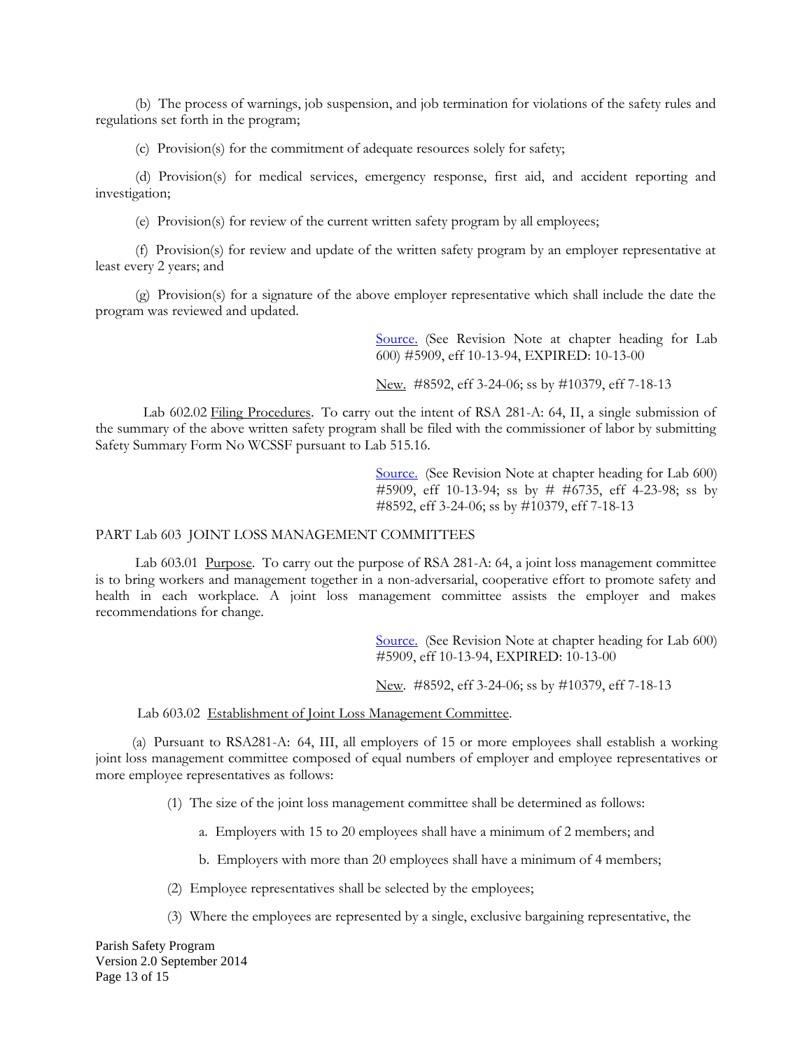(b) The process of warnings, job suspension, and job termination for violations of the safety rules and regulations set forth in the program;

(c) Provision(s) for the commitment of adequate resources solely for safety;

(d) Provision(s) for medical services, emergency response, first aid, and accident reporting and investigation;

(e) Provision(s) for review of the current written safety program by all employees;

(f) Provision(s) for review and update of the written safety program by an employer representative at least every 2 years; and

(g) Provision(s) for a signature of the above employer representative which shall include the date the program was reviewed and updated.

Source. (See Revision Note at chapter heading for Lab 600) #5909, eff 10-13-94, EXPIRED: 10-13-00

New. #8592, eff 3-24-06; ss by #10379, eff 7-18-13

Lab 602.02 Filing Procedures. To carry out the intent of RSA 281-A: 64, II, a single submission of the summary of the above written safety program shall be filed with the commissioner of labor by submitting Safety Summary Form No WCSSF pursuant to Lab 515.16.

Source. (See Revision Note at chapter heading for Lab 600) #5909, eff 10-13-94; ss by # #6735, eff 4-23-98; ss by #8592, eff 3-24-06; ss by #10379, eff 7-18-13

PART Lab 603 JOINT LOSS MANAGEMENT COMMITTEES

Lab 603.01 Purpose. To carry out the purpose of RSA 281-A: 64, a joint loss management committee is to bring workers and management together in a non-adversarial, cooperative effort to promote safety and health in each workplace. A joint loss management committee assists the employer and makes recommendations for change.

Source. (See Revision Note at chapter heading for Lab 600) #5909, eff 10-13-94, EXPIRED: 10-13-00

New. #8592, eff 3-24-06; ss by #10379, eff 7-18-13

Lab 603.02 Establishment of Joint Loss Management Committee.

(a) Pursuant to RSA281-A: 64, III, all employers of 15 or more employees shall establish a working joint loss management committee composed of equal numbers of employer and employee representatives or more employee representatives as follows:

(1) The size of the joint loss management committee shall be determined as follows:

a. Employers with 15 to 20 employees shall have a minimum of 2 members; and

b. Employers with more than 20 employees shall have a minimum of 4 members;

(2) Employee representatives shall be selected by the employees;

(3) Where the employees are represented by a single, exclusive bargaining representative, the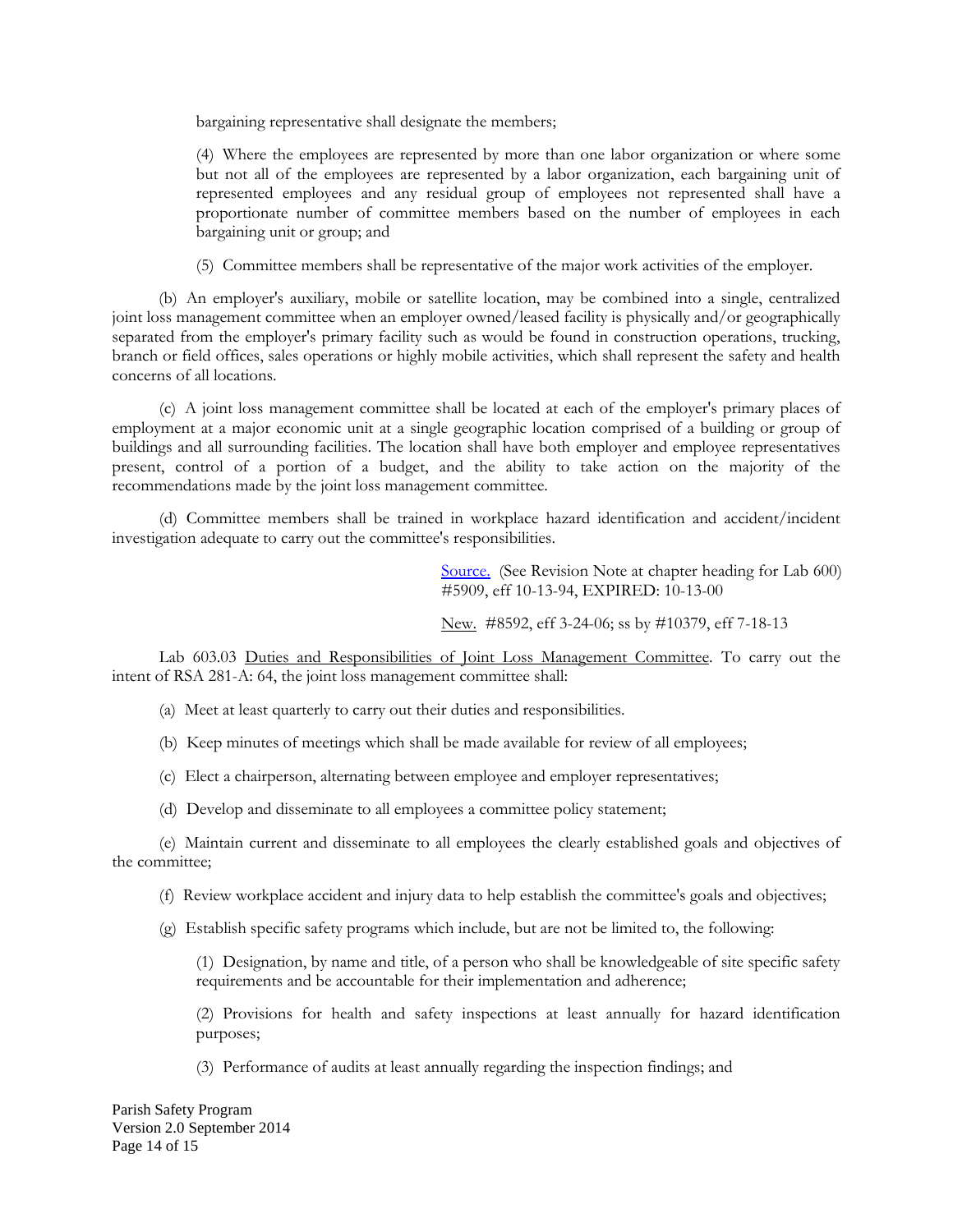bargaining representative shall designate the members;

(4) Where the employees are represented by more than one labor organization or where some but not all of the employees are represented by a labor organization, each bargaining unit of represented employees and any residual group of employees not represented shall have a proportionate number of committee members based on the number of employees in each bargaining unit or group; and

(5) Committee members shall be representative of the major work activities of the employer.

(b) An employer's auxiliary, mobile or satellite location, may be combined into a single, centralized joint loss management committee when an employer owned/leased facility is physically and/or geographically separated from the employer's primary facility such as would be found in construction operations, trucking, branch or field offices, sales operations or highly mobile activities, which shall represent the safety and health concerns of all locations.

(c) A joint loss management committee shall be located at each of the employer's primary places of employment at a major economic unit at a single geographic location comprised of a building or group of buildings and all surrounding facilities. The location shall have both employer and employee representatives present, control of a portion of a budget, and the ability to take action on the majority of the recommendations made by the joint loss management committee.

(d) Committee members shall be trained in workplace hazard identification and accident/incident investigation adequate to carry out the committee's responsibilities.

Source. (See Revision Note at chapter heading for Lab 600) #5909, eff 10-13-94, EXPIRED: 10-13-00

New. #8592, eff 3-24-06; ss by #10379, eff 7-18-13

Lab 603.03 Duties and Responsibilities of Joint Loss Management Committee. To carry out the intent of RSA 281-A: 64, the joint loss management committee shall:

(a) Meet at least quarterly to carry out their duties and responsibilities.

(b) Keep minutes of meetings which shall be made available for review of all employees;

(c) Elect a chairperson, alternating between employee and employer representatives;

(d) Develop and disseminate to all employees a committee policy statement;

(e) Maintain current and disseminate to all employees the clearly established goals and objectives of the committee;

(f) Review workplace accident and injury data to help establish the committee's goals and objectives;

(g) Establish specific safety programs which include, but are not be limited to, the following:

(1) Designation, by name and title, of a person who shall be knowledgeable of site specific safety requirements and be accountable for their implementation and adherence;

(2) Provisions for health and safety inspections at least annually for hazard identification purposes;

(3) Performance of audits at least annually regarding the inspection findings; and

Parish Safety Program
Version 2.0 September 2014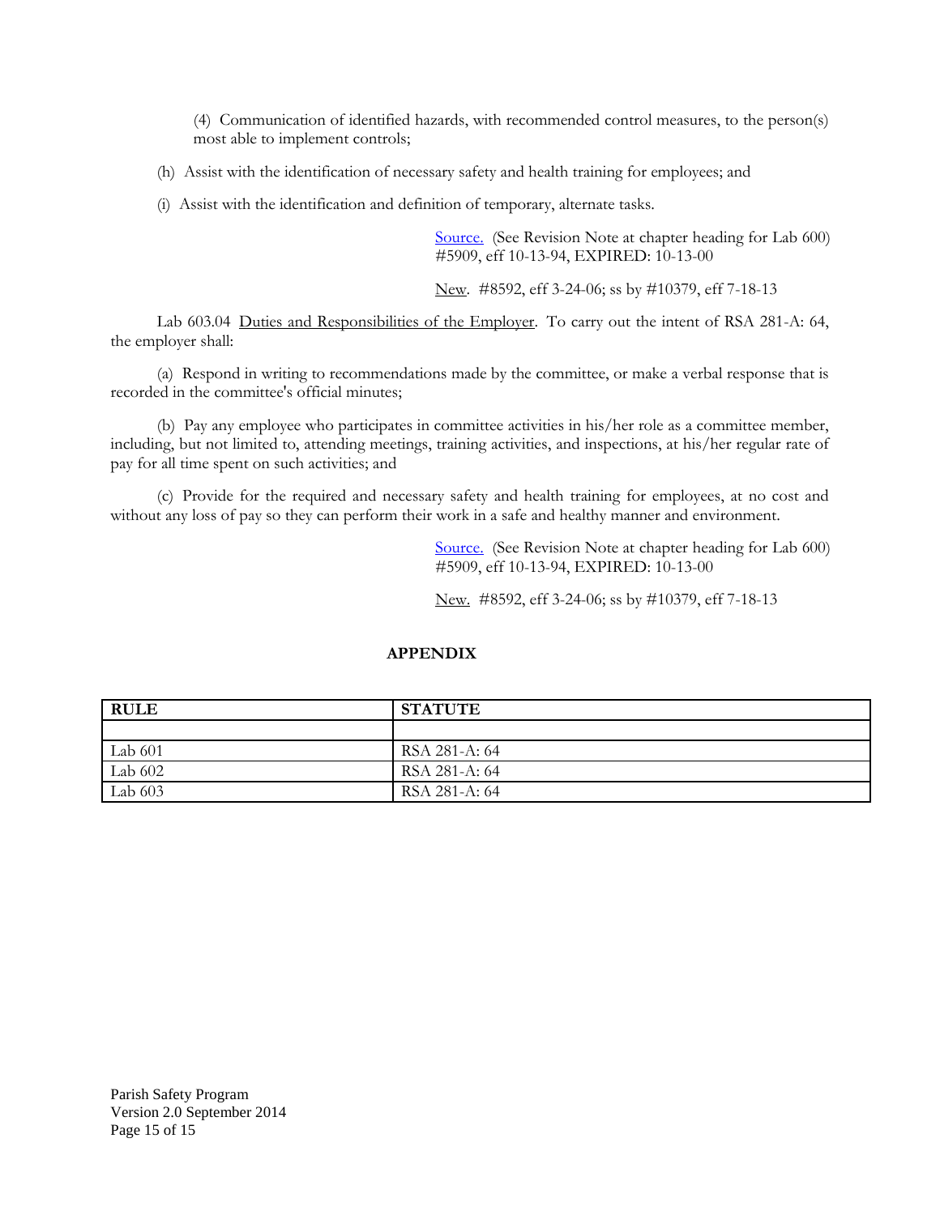(4) Communication of identified hazards, with recommended control measures, to the person(s) most able to implement controls;

(h) Assist with the identification of necessary safety and health training for employees; and

(i) Assist with the identification and definition of temporary, alternate tasks.

Source. (See Revision Note at chapter heading for Lab 600) #5909, eff 10-13-94, EXPIRED: 10-13-00

New. #8592, eff 3-24-06; ss by #10379, eff 7-18-13

Lab 603.04 Duties and Responsibilities of the Employer. To carry out the intent of RSA 281-A: 64, the employer shall:

(a) Respond in writing to recommendations made by the committee, or make a verbal response that is recorded in the committee's official minutes;

(b) Pay any employee who participates in committee activities in his/her role as a committee member, including, but not limited to, attending meetings, training activities, and inspections, at his/her regular rate of pay for all time spent on such activities; and

(c) Provide for the required and necessary safety and health training for employees, at no cost and without any loss of pay so they can perform their work in a safe and healthy manner and environment.

Source. (See Revision Note at chapter heading for Lab 600) #5909, eff 10-13-94, EXPIRED: 10-13-00

New. #8592, eff 3-24-06; ss by #10379, eff 7-18-13

## APPENDIX

| RULE | STATUTE |
|---|---|
| | |
| Lab 601 | RSA 281-A: 64 |
| Lab 602 | RSA 281-A: 64 |
| Lab 603 | RSA 281-A: 64 |